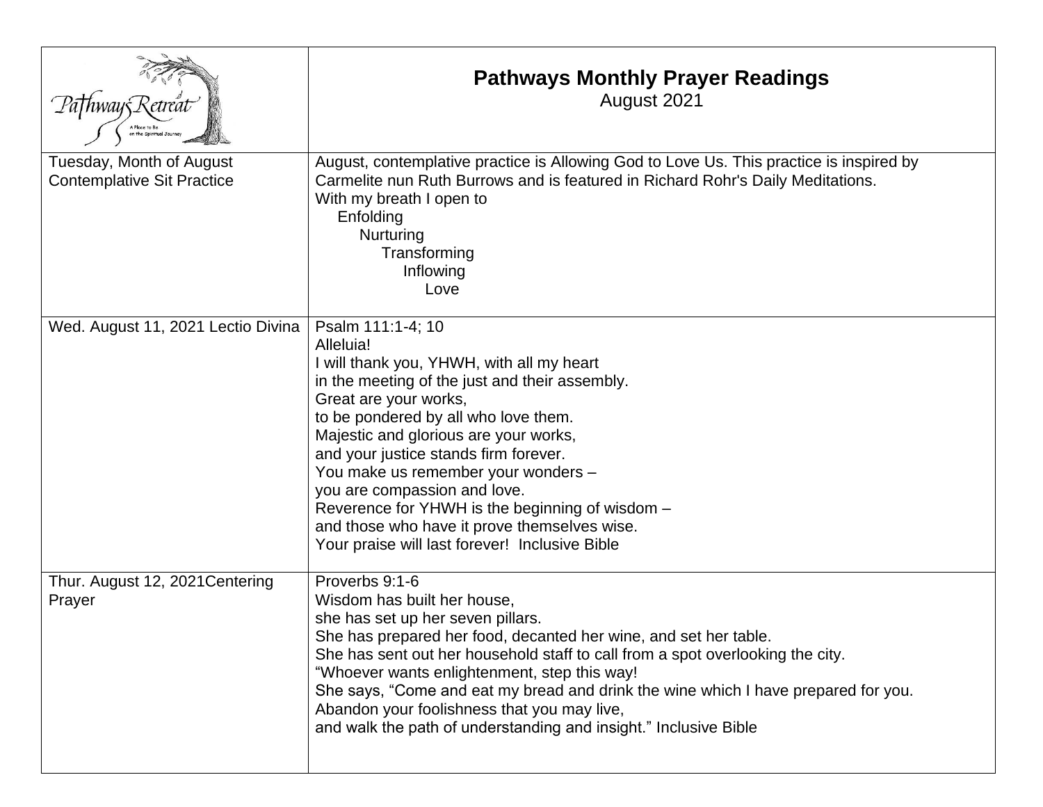| Pathways Retreat — A Place to Be on the Spiritual Journey | **Pathways Monthly Prayer Readings**<br>August 2021 |
|---|---|
| Tuesday, Month of August Contemplative Sit Practice | August, contemplative practice is Allowing God to Love Us. This practice is inspired by Carmelite nun Ruth Burrows and is featured in Richard Rohr's Daily Meditations.<br>With my breath I open to<br>Enfolding<br>Nurturing<br>Transforming<br>Inflowing<br>Love |
| Wed. August 11, 2021 Lectio Divina | Psalm 111:1-4; 10<br>Alleluia!<br>I will thank you, YHWH, with all my heart<br>in the meeting of the just and their assembly.<br>Great are your works,<br>to be pondered by all who love them.<br>Majestic and glorious are your works,<br>and your justice stands firm forever.<br>You make us remember your wonders –<br>you are compassion and love.<br>Reverence for YHWH is the beginning of wisdom –<br>and those who have it prove themselves wise.<br>Your praise will last forever! Inclusive Bible |
| Thur. August 12, 2021Centering Prayer | Proverbs 9:1-6<br>Wisdom has built her house,<br>she has set up her seven pillars.<br>She has prepared her food, decanted her wine, and set her table.<br>She has sent out her household staff to call from a spot overlooking the city.<br>"Whoever wants enlightenment, step this way!<br>She says, "Come and eat my bread and drink the wine which I have prepared for you.<br>Abandon your foolishness that you may live,<br>and walk the path of understanding and insight." Inclusive Bible |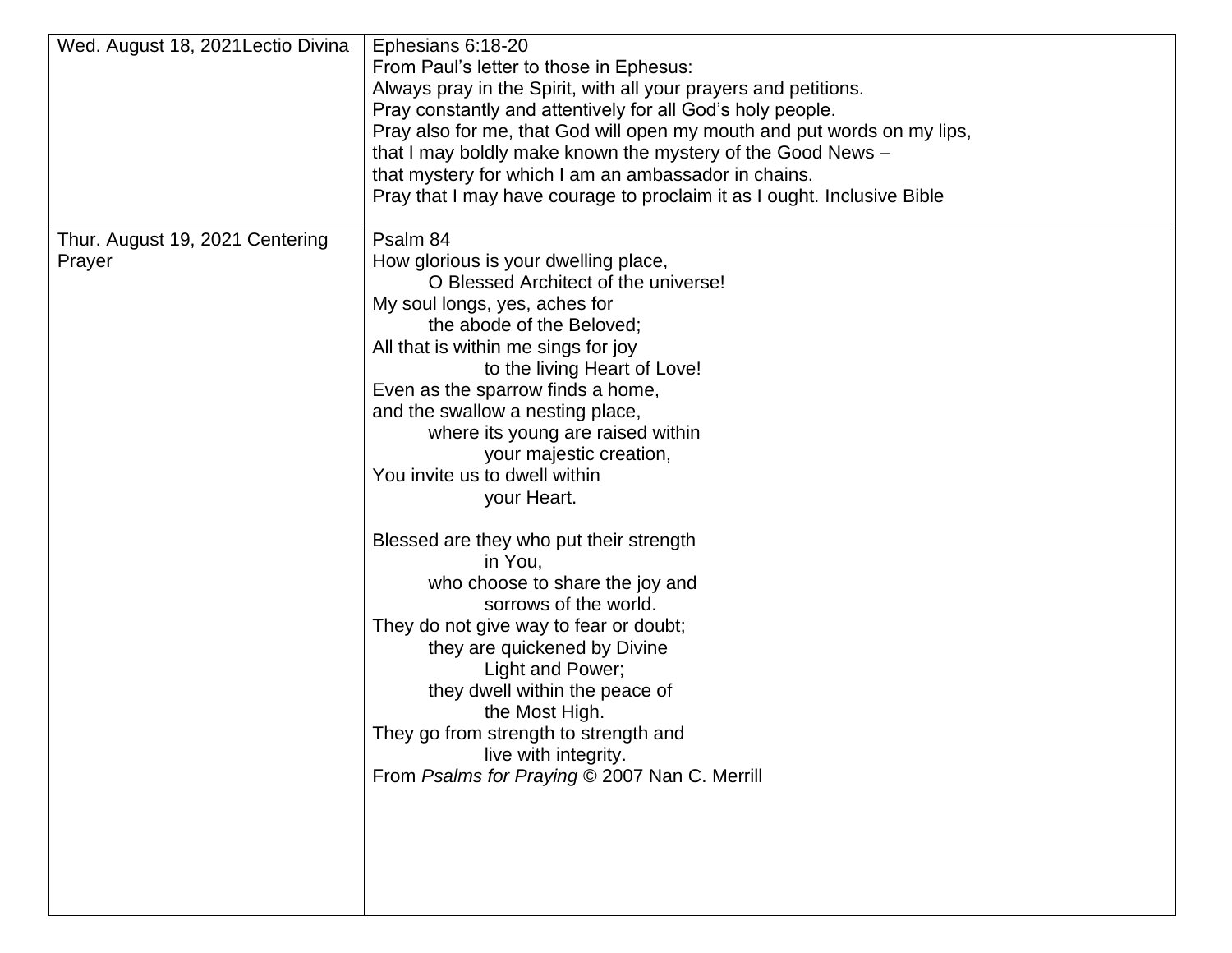| Wed. August 18, 2021Lectio Divina | Ephesians 6:18-20<br>From Paul’s letter to those in Ephesus:<br>Always pray in the Spirit, with all your prayers and petitions.<br>Pray constantly and attentively for all God’s holy people.<br>Pray also for me, that God will open my mouth and put words on my lips,<br>that I may boldly make known the mystery of the Good News –<br>that mystery for which I am an ambassador in chains.<br>Pray that I may have courage to proclaim it as I ought. Inclusive Bible |
|---|---|
| Thur. August 19, 2021 Centering Prayer | Psalm 84<br>How glorious is your dwelling place,<br>&nbsp;&nbsp;&nbsp;&nbsp;O Blessed Architect of the universe!<br>My soul longs, yes, aches for<br>&nbsp;&nbsp;&nbsp;&nbsp;the abode of the Beloved;<br>All that is within me sings for joy<br>&nbsp;&nbsp;&nbsp;&nbsp;&nbsp;&nbsp;&nbsp;&nbsp;to the living Heart of Love!<br>Even as the sparrow finds a home,<br>and the swallow a nesting place,<br>&nbsp;&nbsp;&nbsp;&nbsp;where its young are raised within<br>&nbsp;&nbsp;&nbsp;&nbsp;&nbsp;&nbsp;&nbsp;&nbsp;your majestic creation,<br>You invite us to dwell within<br>&nbsp;&nbsp;&nbsp;&nbsp;&nbsp;&nbsp;&nbsp;&nbsp;your Heart.<br><br>Blessed are they who put their strength<br>&nbsp;&nbsp;&nbsp;&nbsp;&nbsp;&nbsp;&nbsp;&nbsp;in You,<br>&nbsp;&nbsp;&nbsp;&nbsp;who choose to share the joy and<br>&nbsp;&nbsp;&nbsp;&nbsp;&nbsp;&nbsp;&nbsp;&nbsp;sorrows of the world.<br>They do not give way to fear or doubt;<br>&nbsp;&nbsp;&nbsp;&nbsp;they are quickened by Divine<br>&nbsp;&nbsp;&nbsp;&nbsp;&nbsp;&nbsp;&nbsp;&nbsp;Light and Power;<br>&nbsp;&nbsp;&nbsp;&nbsp;they dwell within the peace of<br>&nbsp;&nbsp;&nbsp;&nbsp;&nbsp;&nbsp;&nbsp;&nbsp;the Most High.<br>They go from strength to strength and<br>&nbsp;&nbsp;&nbsp;&nbsp;&nbsp;&nbsp;&nbsp;&nbsp;live with integrity.<br>From *Psalms for Praying* © 2007 Nan C. Merrill |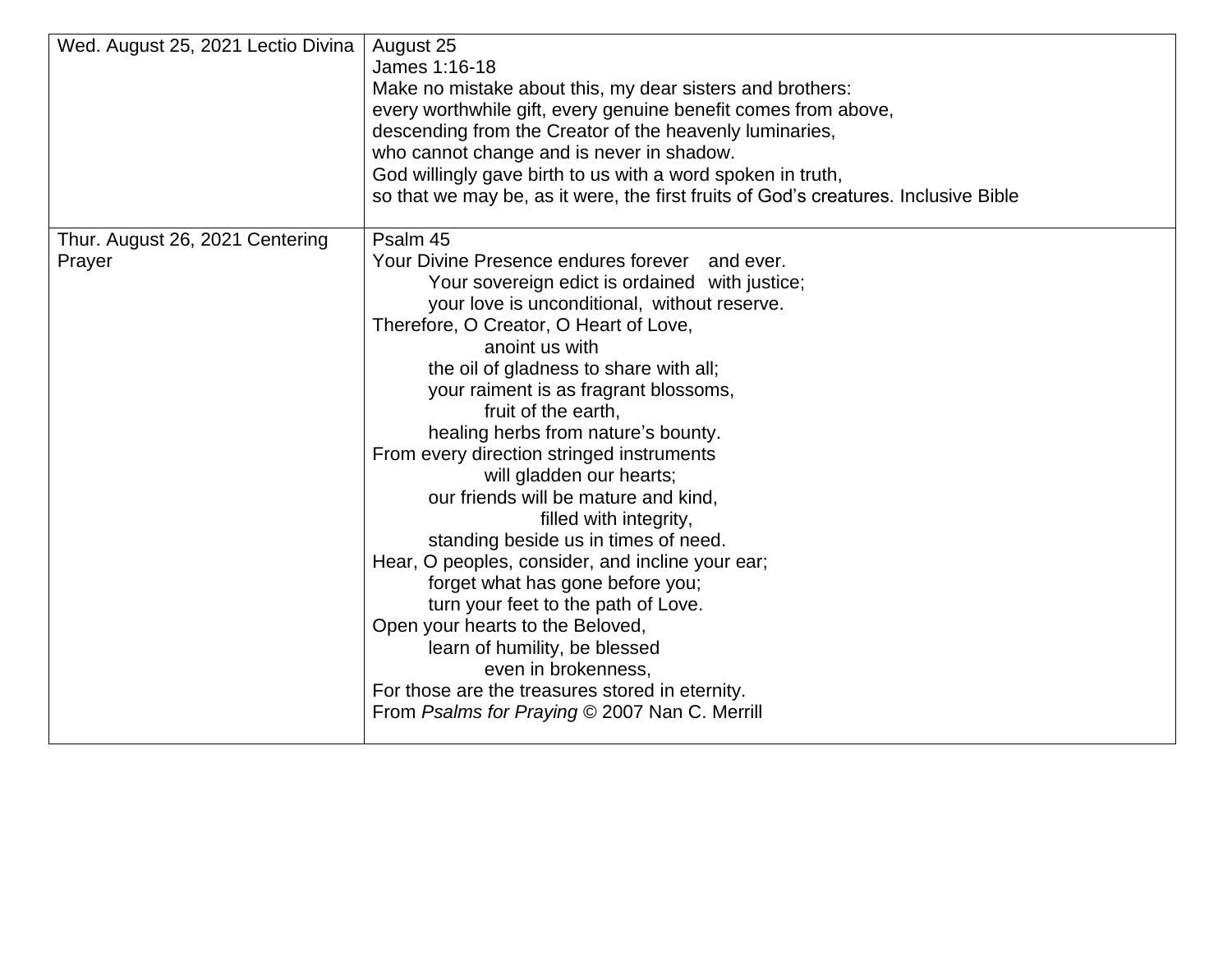| | |
|---|---|
| Wed. August 25, 2021 Lectio Divina | August 25<br>James 1:16-18<br>Make no mistake about this, my dear sisters and brothers:<br>every worthwhile gift, every genuine benefit comes from above,<br>descending from the Creator of the heavenly luminaries,<br>who cannot change and is never in shadow.<br>God willingly gave birth to us with a word spoken in truth,<br>so that we may be, as it were, the first fruits of God's creatures. Inclusive Bible |
| Thur. August 26, 2021 Centering Prayer | Psalm 45<br>Your Divine Presence endures forever and ever.<br>Your sovereign edict is ordained with justice;<br>your love is unconditional, without reserve.<br>Therefore, O Creator, O Heart of Love,<br>anoint us with<br>the oil of gladness to share with all;<br>your raiment is as fragrant blossoms,<br>fruit of the earth,<br>healing herbs from nature's bounty.<br>From every direction stringed instruments<br>will gladden our hearts;<br>our friends will be mature and kind,<br>filled with integrity,<br>standing beside us in times of need.<br>Hear, O peoples, consider, and incline your ear;<br>forget what has gone before you;<br>turn your feet to the path of Love.<br>Open your hearts to the Beloved,<br>learn of humility, be blessed<br>even in brokenness,<br>For those are the treasures stored in eternity.<br>From *Psalms for Praying* © 2007 Nan C. Merrill |